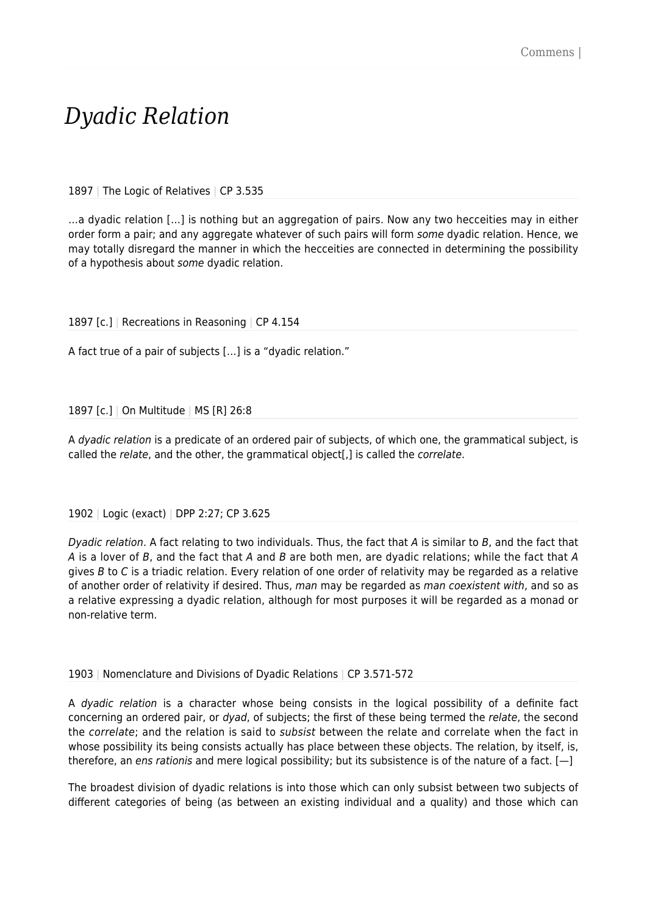# *Dyadic Relation*

1897 | The Logic of Relatives | CP 3.535

…a dyadic relation […] is nothing but an aggregation of pairs. Now any two hecceities may in either order form a pair; and any aggregate whatever of such pairs will form *some* dyadic relation. Hence, we may totally disregard the manner in which the hecceities are connected in determining the possibility of a hypothesis about *some* dyadic relation.

1897 [c.] | Recreations in Reasoning | CP 4.154

A fact true of a pair of subjects […] is a "dyadic relation."

1897 [c.] | On Multitude | MS [R] 26:8

A *dyadic relation* is a predicate of an ordered pair of subjects, of which one, the grammatical subject, is called the *relate*, and the other, the grammatical object[,] is called the *correlate*.

1902 | Logic (exact) | DPP 2:27; CP 3.625

*Dyadic relation*. A fact relating to two individuals. Thus, the fact that *A* is similar to *B*, and the fact that *A* is a lover of *B*, and the fact that *A* and *B* are both men, are dyadic relations; while the fact that *A* gives *B* to *C* is a triadic relation. Every relation of one order of relativity may be regarded as a relative of another order of relativity if desired. Thus, *man* may be regarded as *man coexistent with*, and so as a relative expressing a dyadic relation, although for most purposes it will be regarded as a monad or non-relative term.

1903 | Nomenclature and Divisions of Dyadic Relations | CP 3.571-572

A *dyadic relation* is a character whose being consists in the logical possibility of a definite fact concerning an ordered pair, or *dyad*, of subjects; the first of these being termed the *relate*, the second the *correlate*; and the relation is said to *subsist* between the relate and correlate when the fact in whose possibility its being consists actually has place between these objects. The relation, by itself, is, therefore, an *ens rationis* and mere logical possibility; but its subsistence is of the nature of a fact. [—]

The broadest division of dyadic relations is into those which can only subsist between two subjects of different categories of being (as between an existing individual and a quality) and those which can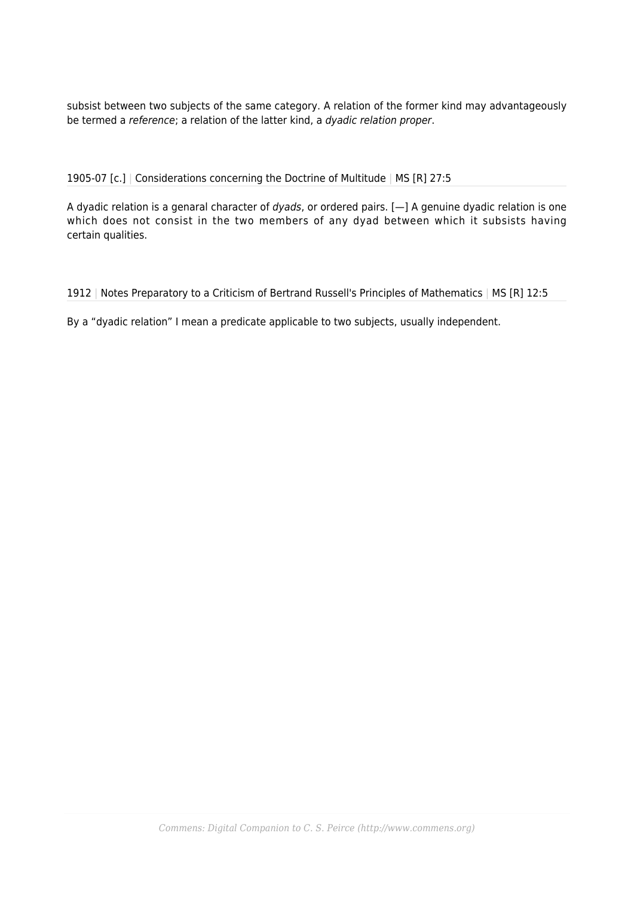subsist between two subjects of the same category. A relation of the former kind may advantageously be termed a *reference*; a relation of the latter kind, a *dyadic relation proper*.

1905-07 [c.] | Considerations concerning the Doctrine of Multitude | MS [R] 27:5

A dyadic relation is a genaral character of *dyads*, or ordered pairs. [—] A genuine dyadic relation is one which does not consist in the two members of any dyad between which it subsists having certain qualities.

1912 | Notes Preparatory to a Criticism of Bertrand Russell's Principles of Mathematics | MS [R] 12:5

By a "dyadic relation" I mean a predicate applicable to two subjects, usually independent.